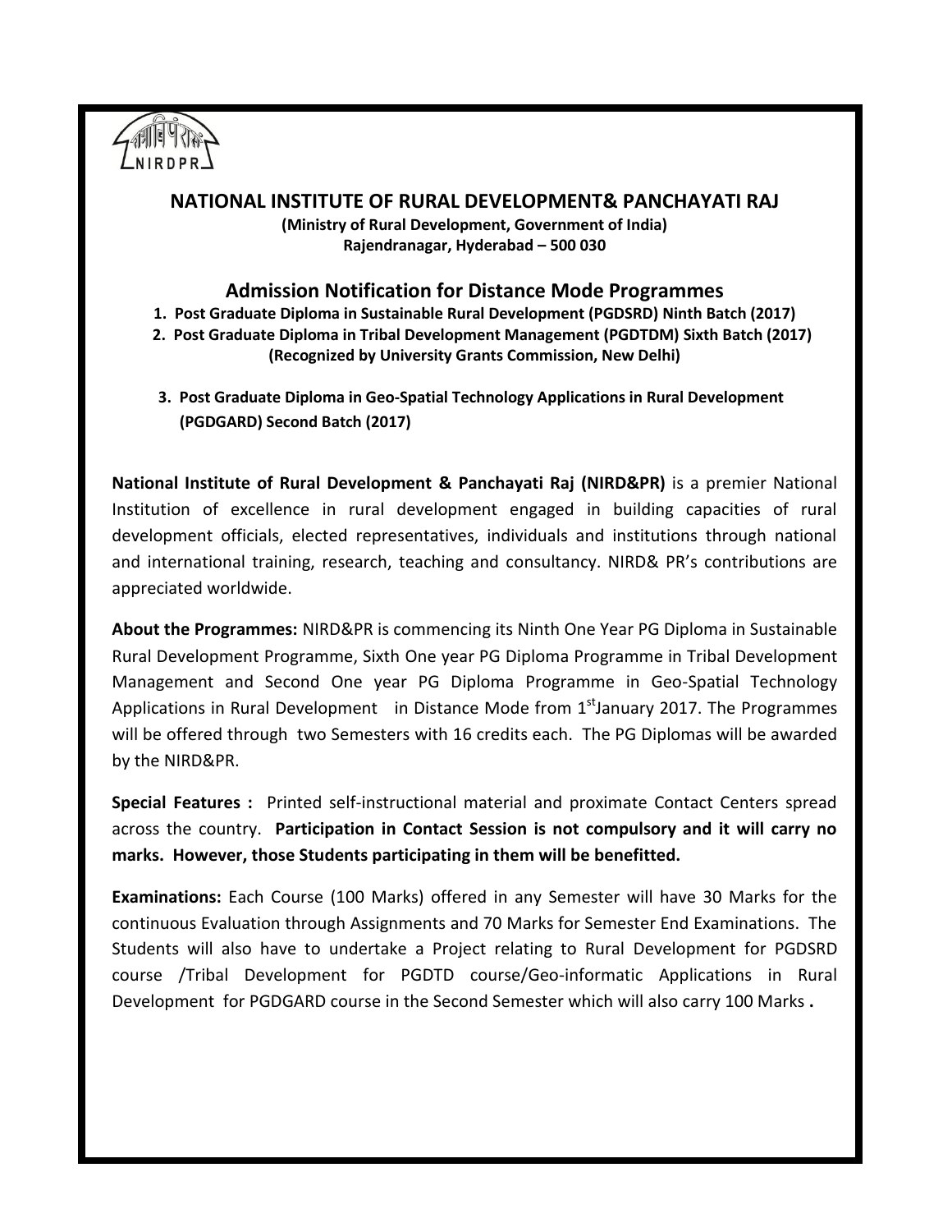NIRDPR

# NATIONAL INSTITUTE OF RURAL DEVELOPMENT& PANCHAYATI RAJ

**(Ministry of Rural Development, Government of India)**
**Rajendranagar, Hyderabad – 500 030**

## Admission Notification for Distance Mode Programmes

1. **Post Graduate Diploma in Sustainable Rural Development (PGDSRD) Ninth Batch (2017)**
2. **Post Graduate Diploma in Tribal Development Management (PGDTDM) Sixth Batch (2017)**
   **(Recognized by University Grants Commission, New Delhi)**
3. **Post Graduate Diploma in Geo-Spatial Technology Applications in Rural Development (PGDGARD) Second Batch (2017)**

**National Institute of Rural Development & Panchayati Raj (NIRD&PR)** is a premier National Institution of excellence in rural development engaged in building capacities of rural development officials, elected representatives, individuals and institutions through national and international training, research, teaching and consultancy. NIRD& PR's contributions are appreciated worldwide.

**About the Programmes:** NIRD&PR is commencing its Ninth One Year PG Diploma in Sustainable Rural Development Programme, Sixth One year PG Diploma Programme in Tribal Development Management and Second One year PG Diploma Programme in Geo-Spatial Technology Applications in Rural Development in Distance Mode from 1st January 2017. The Programmes will be offered through two Semesters with 16 credits each. The PG Diplomas will be awarded by the NIRD&PR.

**Special Features :** Printed self-instructional material and proximate Contact Centers spread across the country. **Participation in Contact Session is not compulsory and it will carry no marks. However, those Students participating in them will be benefitted.**

**Examinations:** Each Course (100 Marks) offered in any Semester will have 30 Marks for the continuous Evaluation through Assignments and 70 Marks for Semester End Examinations. The Students will also have to undertake a Project relating to Rural Development for PGDSRD course /Tribal Development for PGDTD course/Geo-informatic Applications in Rural Development for PGDGARD course in the Second Semester which will also carry 100 Marks **.**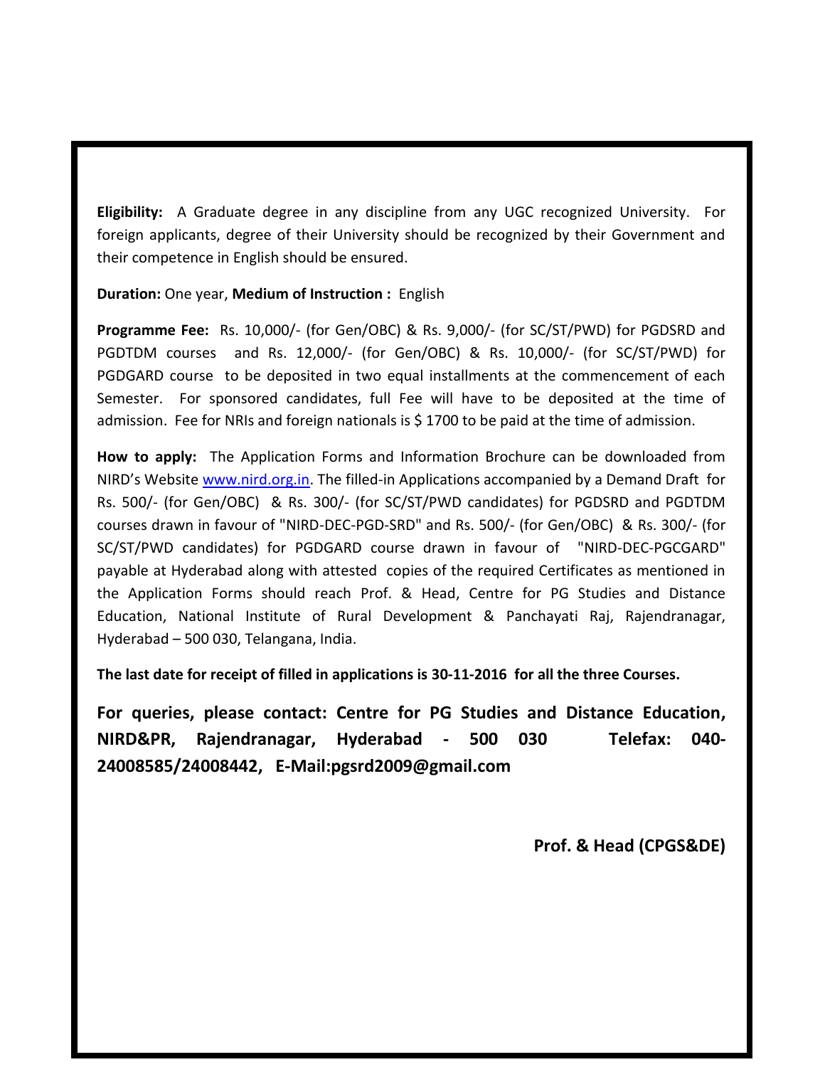**Eligibility:** A Graduate degree in any discipline from any UGC recognized University. For foreign applicants, degree of their University should be recognized by their Government and their competence in English should be ensured.

**Duration:** One year, **Medium of Instruction :** English

**Programme Fee:** Rs. 10,000/- (for Gen/OBC) & Rs. 9,000/- (for SC/ST/PWD) for PGDSRD and PGDTDM courses and Rs. 12,000/- (for Gen/OBC) & Rs. 10,000/- (for SC/ST/PWD) for PGDGARD course to be deposited in two equal installments at the commencement of each Semester. For sponsored candidates, full Fee will have to be deposited at the time of admission. Fee for NRIs and foreign nationals is $ 1700 to be paid at the time of admission.

**How to apply:** The Application Forms and Information Brochure can be downloaded from NIRD's Website [www.nird.org.in](http://www.nird.org.in). The filled-in Applications accompanied by a Demand Draft for Rs. 500/- (for Gen/OBC) & Rs. 300/- (for SC/ST/PWD candidates) for PGDSRD and PGDTDM courses drawn in favour of "NIRD-DEC-PGD-SRD" and Rs. 500/- (for Gen/OBC) & Rs. 300/- (for SC/ST/PWD candidates) for PGDGARD course drawn in favour of "NIRD-DEC-PGCGARD" payable at Hyderabad along with attested copies of the required Certificates as mentioned in the Application Forms should reach Prof. & Head, Centre for PG Studies and Distance Education, National Institute of Rural Development & Panchayati Raj, Rajendranagar, Hyderabad – 500 030, Telangana, India.

**The last date for receipt of filled in applications is 30-11-2016 for all the three Courses.**

**For queries, please contact: Centre for PG Studies and Distance Education, NIRD&PR, Rajendranagar, Hyderabad - 500 030 Telefax: 040-24008585/24008442, E-Mail:pgsrd2009@gmail.com**

**Prof. & Head (CPGS&DE)**